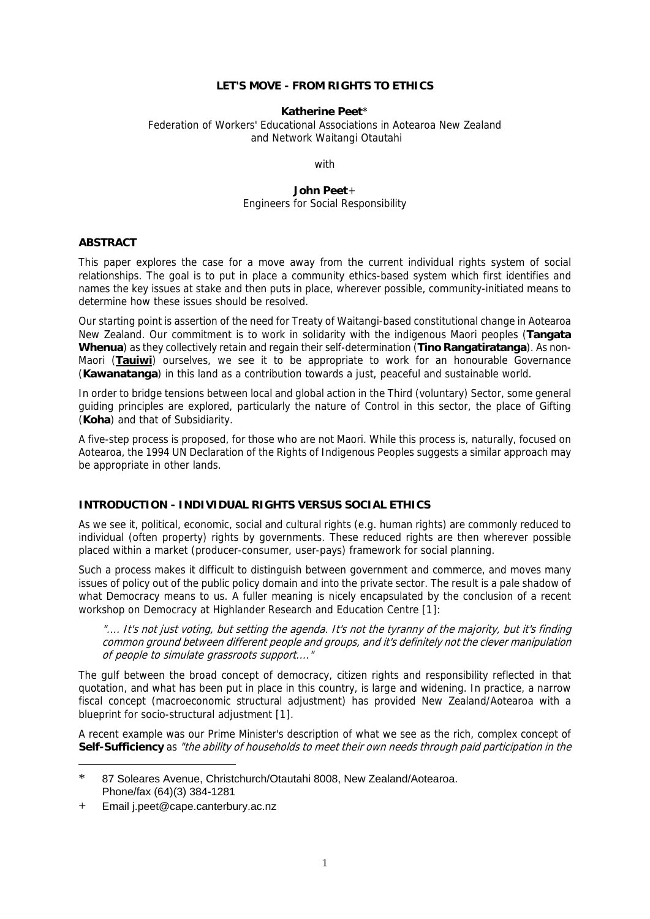**LET'S MOVE - FROM RIGHTS TO ETHICS**

**Katherine Peet***
Federation of Workers' Educational Associations in Aotearoa New Zealand
and Network Waitangi Otautahi

with

**John Peet**+
Engineers for Social Responsibility

## ABSTRACT

This paper explores the case for a move away from the current individual rights system of social relationships. The goal is to put in place a community ethics-based system which first identifies and names the key issues at stake and then puts in place, wherever possible, community-initiated means to determine how these issues should be resolved.

Our starting point is assertion of the need for Treaty of Waitangi-based constitutional change in Aotearoa New Zealand. Our commitment is to work in solidarity with the indigenous Maori peoples (**Tangata Whenua**) as they collectively retain and regain their self-determination (**Tino Rangatiratanga**). As non-Maori (**Tauiwi**) ourselves, we see it to be appropriate to work for an honourable Governance (**Kawanatanga**) in this land as a contribution towards a just, peaceful and sustainable world.

In order to bridge tensions between local and global action in the Third (voluntary) Sector, some general guiding principles are explored, particularly the nature of Control in this sector, the place of Gifting (**Koha**) and that of Subsidiarity.

A five-step process is proposed, for those who are not Maori. While this process is, naturally, focused on Aotearoa, the 1994 UN Declaration of the Rights of Indigenous Peoples suggests a similar approach may be appropriate in other lands.

## INTRODUCTION - INDIVIDUAL RIGHTS VERSUS SOCIAL ETHICS

As we see it, political, economic, social and cultural rights (e.g. human rights) are commonly reduced to individual (often property) rights by governments. These reduced rights are then wherever possible placed within a market (producer-consumer, user-pays) framework for social planning.

Such a process makes it difficult to distinguish between government and commerce, and moves many issues of policy out of the public policy domain and into the private sector. The result is a pale shadow of what Democracy means to us. A fuller meaning is nicely encapsulated by the conclusion of a recent workshop on Democracy at Highlander Research and Education Centre [1]:

> *".... It's not just voting, but setting the agenda. It's not the tyranny of the majority, but it's finding common ground between different people and groups, and it's definitely not the clever manipulation of people to simulate grassroots support...."*

The gulf between the broad concept of democracy, citizen rights and responsibility reflected in that quotation, and what has been put in place in this country, is large and widening. In practice, a narrow fiscal concept (macroeconomic structural adjustment) has provided New Zealand/Aotearoa with a blueprint for socio-structural adjustment [1].

A recent example was our Prime Minister's description of what we see as the rich, complex concept of **Self-Sufficiency** as *"the ability of households to meet their own needs through paid participation in the*

---

\* 87 Soleares Avenue, Christchurch/Otautahi 8008, New Zealand/Aotearoa. Phone/fax (64)(3) 384-1281

\+ Email j.peet@cape.canterbury.ac.nz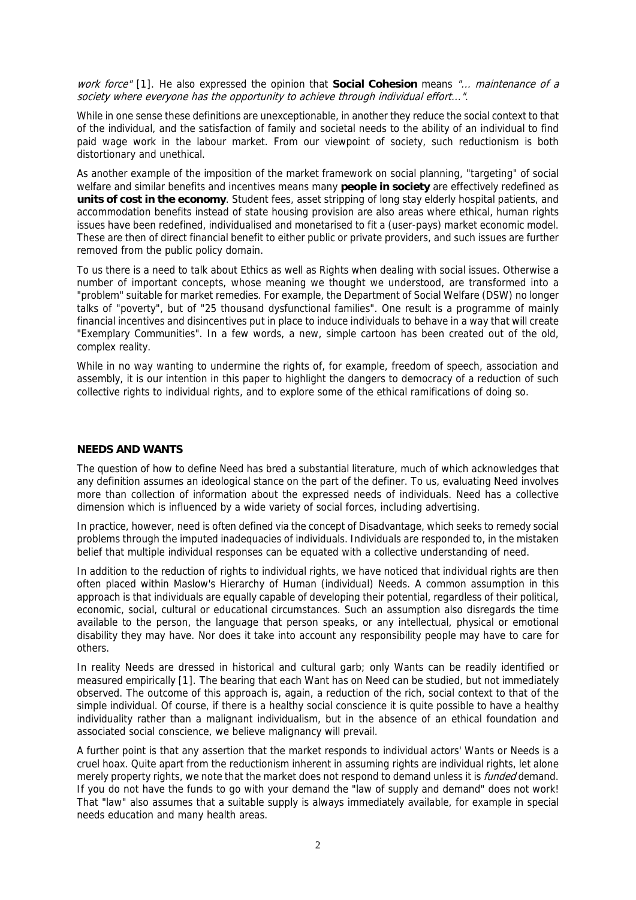*work force"* [1]. He also expressed the opinion that **Social Cohesion** means *"... maintenance of a society where everyone has the opportunity to achieve through individual effort..."*.

While in one sense these definitions are unexceptionable, in another they reduce the social context to that of the individual, and the satisfaction of family and societal needs to the ability of an individual to find paid wage work in the labour market. From our viewpoint of society, such reductionism is both distortionary and unethical.

As another example of the imposition of the market framework on social planning, "targeting" of social welfare and similar benefits and incentives means many **people in society** are effectively redefined as **units of cost in the economy**. Student fees, asset stripping of long stay elderly hospital patients, and accommodation benefits instead of state housing provision are also areas where ethical, human rights issues have been redefined, individualised and monetarised to fit a (user-pays) market economic model. These are then of direct financial benefit to either public or private providers, and such issues are further removed from the public policy domain.

To us there is a need to talk about Ethics as well as Rights when dealing with social issues. Otherwise a number of important concepts, whose meaning we thought we understood, are transformed into a "problem" suitable for market remedies. For example, the Department of Social Welfare (DSW) no longer talks of "poverty", but of "25 thousand dysfunctional families". One result is a programme of mainly financial incentives and disincentives put in place to induce individuals to behave in a way that will create "Exemplary Communities". In a few words, a new, simple cartoon has been created out of the old, complex reality.

While in no way wanting to undermine the rights of, for example, freedom of speech, association and assembly, it is our intention in this paper to highlight the dangers to democracy of a reduction of such collective rights to individual rights, and to explore some of the ethical ramifications of doing so.

## NEEDS AND WANTS

The question of how to define Need has bred a substantial literature, much of which acknowledges that any definition assumes an ideological stance on the part of the definer. To us, evaluating Need involves more than collection of information about the expressed needs of individuals. Need has a collective dimension which is influenced by a wide variety of social forces, including advertising.

In practice, however, need is often defined via the concept of Disadvantage, which seeks to remedy social problems through the imputed inadequacies of individuals. Individuals are responded to, in the mistaken belief that multiple individual responses can be equated with a collective understanding of need.

In addition to the reduction of rights to individual rights, we have noticed that individual rights are then often placed within Maslow's Hierarchy of Human (individual) Needs. A common assumption in this approach is that individuals are equally capable of developing their potential, regardless of their political, economic, social, cultural or educational circumstances. Such an assumption also disregards the time available to the person, the language that person speaks, or any intellectual, physical or emotional disability they may have. Nor does it take into account any responsibility people may have to care for others.

In reality Needs are dressed in historical and cultural garb; only Wants can be readily identified or measured empirically [1]. The bearing that each Want has on Need can be studied, but not immediately observed. The outcome of this approach is, again, a reduction of the rich, social context to that of the simple individual. Of course, if there is a healthy social conscience it is quite possible to have a healthy individuality rather than a malignant individualism, but in the absence of an ethical foundation and associated social conscience, we believe malignancy will prevail.

A further point is that any assertion that the market responds to individual actors' Wants or Needs is a cruel hoax. Quite apart from the reductionism inherent in assuming rights are individual rights, let alone merely property rights, we note that the market does not respond to demand unless it is *funded* demand. If you do not have the funds to go with your demand the "law of supply and demand" does not work! That "law" also assumes that a suitable supply is always immediately available, for example in special needs education and many health areas.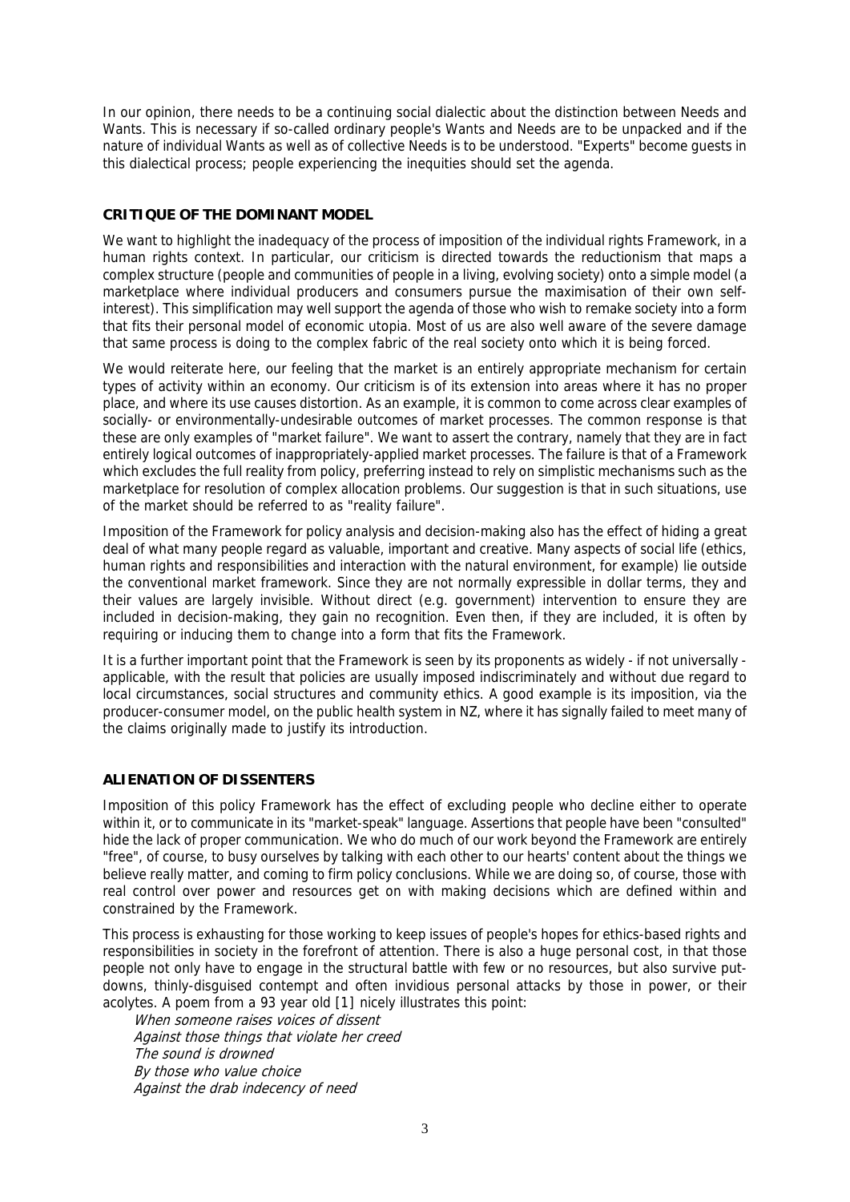In our opinion, there needs to be a continuing social dialectic about the distinction between Needs and Wants. This is necessary if so-called ordinary people's Wants and Needs are to be unpacked and if the nature of individual Wants as well as of collective Needs is to be understood. "Experts" become guests in this dialectical process; people experiencing the inequities should set the agenda.

## CRITIQUE OF THE DOMINANT MODEL

We want to highlight the inadequacy of the process of imposition of the individual rights Framework, in a human rights context. In particular, our criticism is directed towards the reductionism that maps a complex structure (people and communities of people in a living, evolving society) onto a simple model (a marketplace where individual producers and consumers pursue the maximisation of their own self-interest). This simplification may well support the agenda of those who wish to remake society into a form that fits their personal model of economic utopia. Most of us are also well aware of the severe damage that same process is doing to the complex fabric of the real society onto which it is being forced.

We would reiterate here, our feeling that the market is an entirely appropriate mechanism for certain types of activity within an economy. Our criticism is of its extension into areas where it has no proper place, and where its use causes distortion. As an example, it is common to come across clear examples of socially- or environmentally-undesirable outcomes of market processes. The common response is that these are only examples of "market failure". We want to assert the contrary, namely that they are in fact entirely logical outcomes of inappropriately-applied market processes. The failure is that of a Framework which excludes the full reality from policy, preferring instead to rely on simplistic mechanisms such as the marketplace for resolution of complex allocation problems. Our suggestion is that in such situations, use of the market should be referred to as "reality failure".

Imposition of the Framework for policy analysis and decision-making also has the effect of hiding a great deal of what many people regard as valuable, important and creative. Many aspects of social life (ethics, human rights and responsibilities and interaction with the natural environment, for example) lie outside the conventional market framework. Since they are not normally expressible in dollar terms, they and their values are largely invisible. Without direct (e.g. government) intervention to ensure they are included in decision-making, they gain no recognition. Even then, if they are included, it is often by requiring or inducing them to change into a form that fits the Framework.

It is a further important point that the Framework is seen by its proponents as widely - if not universally - applicable, with the result that policies are usually imposed indiscriminately and without due regard to local circumstances, social structures and community ethics. A good example is its imposition, via the producer-consumer model, on the public health system in NZ, where it has signally failed to meet many of the claims originally made to justify its introduction.

## ALIENATION OF DISSENTERS

Imposition of this policy Framework has the effect of excluding people who decline either to operate within it, or to communicate in its "market-speak" language. Assertions that people have been "consulted" hide the lack of proper communication. We who do much of our work beyond the Framework are entirely "free", of course, to busy ourselves by talking with each other to our hearts' content about the things we believe really matter, and coming to firm policy conclusions. While we are doing so, of course, those with real control over power and resources get on with making decisions which are defined within and constrained by the Framework.

This process is exhausting for those working to keep issues of people's hopes for ethics-based rights and responsibilities in society in the forefront of attention. There is also a huge personal cost, in that those people not only have to engage in the structural battle with few or no resources, but also survive put-downs, thinly-disguised contempt and often invidious personal attacks by those in power, or their acolytes. A poem from a 93 year old [1] nicely illustrates this point:

*When someone raises voices of dissent*
*Against those things that violate her creed*
*The sound is drowned*
*By those who value choice*
*Against the drab indecency of need*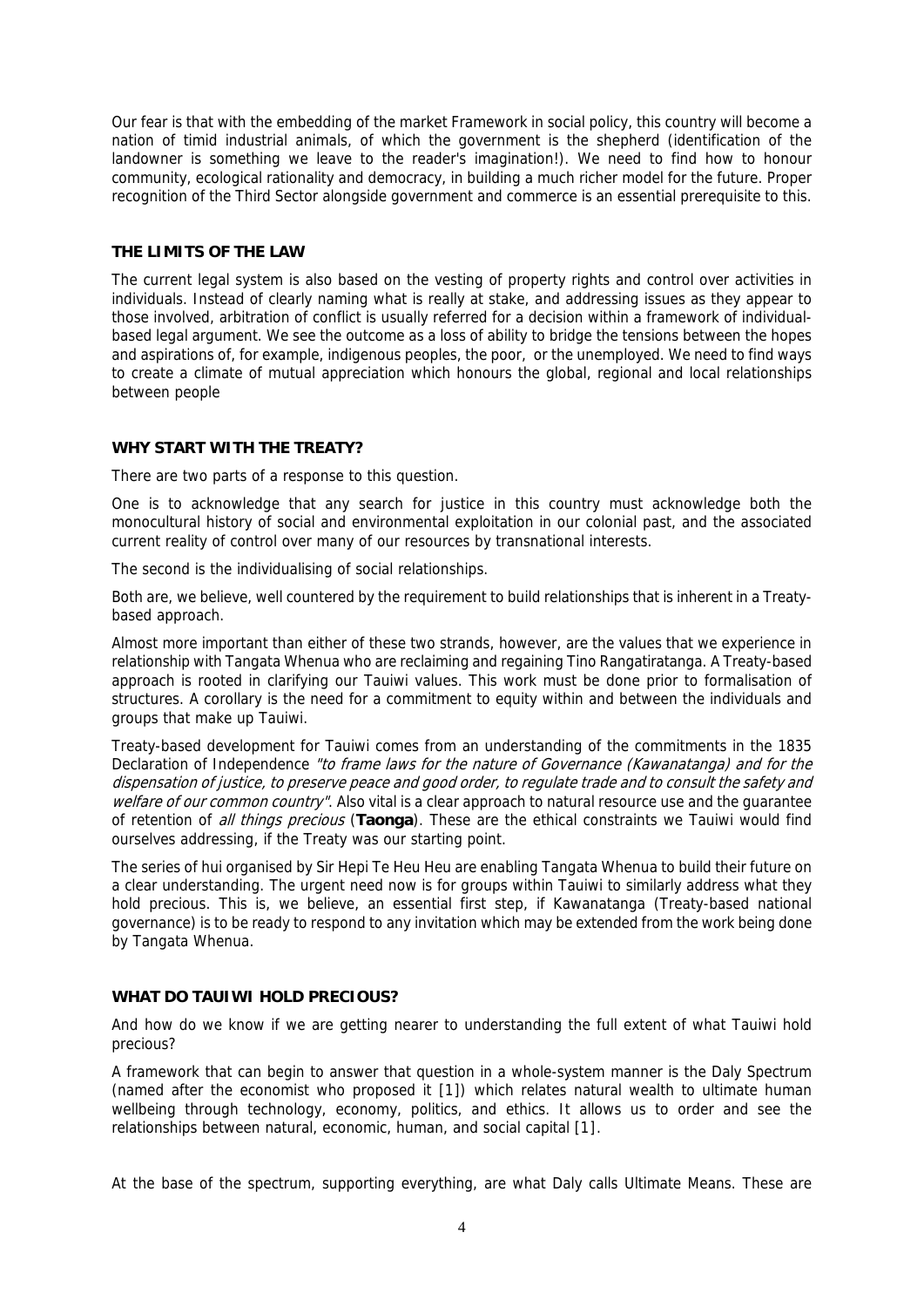Our fear is that with the embedding of the market Framework in social policy, this country will become a nation of timid industrial animals, of which the government is the shepherd (identification of the landowner is something we leave to the reader's imagination!). We need to find how to honour community, ecological rationality and democracy, in building a much richer model for the future. Proper recognition of the Third Sector alongside government and commerce is an essential prerequisite to this.

### THE LIMITS OF THE LAW

The current legal system is also based on the vesting of property rights and control over activities in individuals. Instead of clearly naming what is really at stake, and addressing issues as they appear to those involved, arbitration of conflict is usually referred for a decision within a framework of individual-based legal argument. We see the outcome as a loss of ability to bridge the tensions between the hopes and aspirations of, for example, indigenous peoples, the poor, or the unemployed. We need to find ways to create a climate of mutual appreciation which honours the global, regional and local relationships between people

### WHY START WITH THE TREATY?

There are two parts of a response to this question.

One is to acknowledge that any search for justice in this country must acknowledge both the monocultural history of social and environmental exploitation in our colonial past, and the associated current reality of control over many of our resources by transnational interests.

The second is the individualising of social relationships.

Both are, we believe, well countered by the requirement to build relationships that is inherent in a Treaty-based approach.

Almost more important than either of these two strands, however, are the values that we experience in relationship with Tangata Whenua who are reclaiming and regaining Tino Rangatiratanga. A Treaty-based approach is rooted in clarifying our Tauiwi values. This work must be done prior to formalisation of structures. A corollary is the need for a commitment to equity within and between the individuals and groups that make up Tauiwi.

Treaty-based development for Tauiwi comes from an understanding of the commitments in the 1835 Declaration of Independence *"to frame laws for the nature of Governance (Kawanatanga) and for the dispensation of justice, to preserve peace and good order, to regulate trade and to consult the safety and welfare of our common country"*. Also vital is a clear approach to natural resource use and the guarantee of retention of *all things precious* (**Taonga**). These are the ethical constraints we Tauiwi would find ourselves addressing, if the Treaty was our starting point.

The series of hui organised by Sir Hepi Te Heu Heu are enabling Tangata Whenua to build their future on a clear understanding. The urgent need now is for groups within Tauiwi to similarly address what they hold precious. This is, we believe, an essential first step, if Kawanatanga (Treaty-based national governance) is to be ready to respond to any invitation which may be extended from the work being done by Tangata Whenua.

### WHAT DO TAUIWI HOLD PRECIOUS?

And how do we know if we are getting nearer to understanding the full extent of what Tauiwi hold precious?

A framework that can begin to answer that question in a whole-system manner is the Daly Spectrum (named after the economist who proposed it [1]) which relates natural wealth to ultimate human wellbeing through technology, economy, politics, and ethics. It allows us to order and see the relationships between natural, economic, human, and social capital [1].

At the base of the spectrum, supporting everything, are what Daly calls Ultimate Means. These are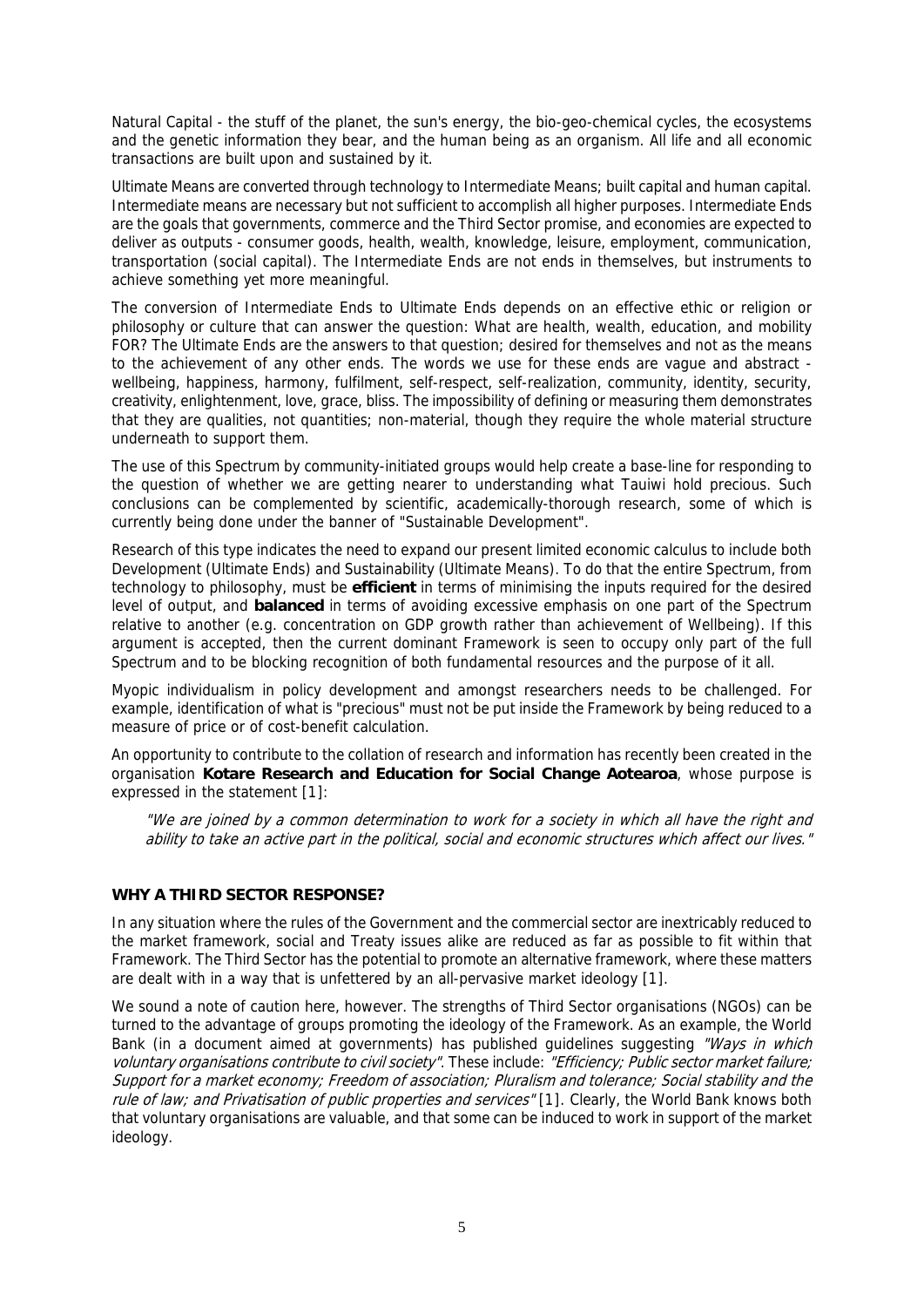Natural Capital - the stuff of the planet, the sun's energy, the bio-geo-chemical cycles, the ecosystems and the genetic information they bear, and the human being as an organism. All life and all economic transactions are built upon and sustained by it.

Ultimate Means are converted through technology to Intermediate Means; built capital and human capital. Intermediate means are necessary but not sufficient to accomplish all higher purposes. Intermediate Ends are the goals that governments, commerce and the Third Sector promise, and economies are expected to deliver as outputs - consumer goods, health, wealth, knowledge, leisure, employment, communication, transportation (social capital). The Intermediate Ends are not ends in themselves, but instruments to achieve something yet more meaningful.

The conversion of Intermediate Ends to Ultimate Ends depends on an effective ethic or religion or philosophy or culture that can answer the question: What are health, wealth, education, and mobility FOR? The Ultimate Ends are the answers to that question; desired for themselves and not as the means to the achievement of any other ends. The words we use for these ends are vague and abstract - wellbeing, happiness, harmony, fulfilment, self-respect, self-realization, community, identity, security, creativity, enlightenment, love, grace, bliss. The impossibility of defining or measuring them demonstrates that they are qualities, not quantities; non-material, though they require the whole material structure underneath to support them.

The use of this Spectrum by community-initiated groups would help create a base-line for responding to the question of whether we are getting nearer to understanding what Tauiwi hold precious. Such conclusions can be complemented by scientific, academically-thorough research, some of which is currently being done under the banner of "Sustainable Development".

Research of this type indicates the need to expand our present limited economic calculus to include both Development (Ultimate Ends) and Sustainability (Ultimate Means). To do that the entire Spectrum, from technology to philosophy, must be **efficient** in terms of minimising the inputs required for the desired level of output, and **balanced** in terms of avoiding excessive emphasis on one part of the Spectrum relative to another (e.g. concentration on GDP growth rather than achievement of Wellbeing). If this argument is accepted, then the current dominant Framework is seen to occupy only part of the full Spectrum and to be blocking recognition of both fundamental resources and the purpose of it all.

Myopic individualism in policy development and amongst researchers needs to be challenged. For example, identification of what is "precious" must not be put inside the Framework by being reduced to a measure of price or of cost-benefit calculation.

An opportunity to contribute to the collation of research and information has recently been created in the organisation **Kotare Research and Education for Social Change Aotearoa**, whose purpose is expressed in the statement [1]:

> *"We are joined by a common determination to work for a society in which all have the right and ability to take an active part in the political, social and economic structures which affect our lives."*

## WHY A THIRD SECTOR RESPONSE?

In any situation where the rules of the Government and the commercial sector are inextricably reduced to the market framework, social and Treaty issues alike are reduced as far as possible to fit within that Framework. The Third Sector has the potential to promote an alternative framework, where these matters are dealt with in a way that is unfettered by an all-pervasive market ideology [1].

We sound a note of caution here, however. The strengths of Third Sector organisations (NGOs) can be turned to the advantage of groups promoting the ideology of the Framework. As an example, the World Bank (in a document aimed at governments) has published guidelines suggesting *"Ways in which voluntary organisations contribute to civil society"*. These include: *"Efficiency; Public sector market failure; Support for a market economy; Freedom of association; Pluralism and tolerance; Social stability and the rule of law; and Privatisation of public properties and services"* [1]. Clearly, the World Bank knows both that voluntary organisations are valuable, and that some can be induced to work in support of the market ideology.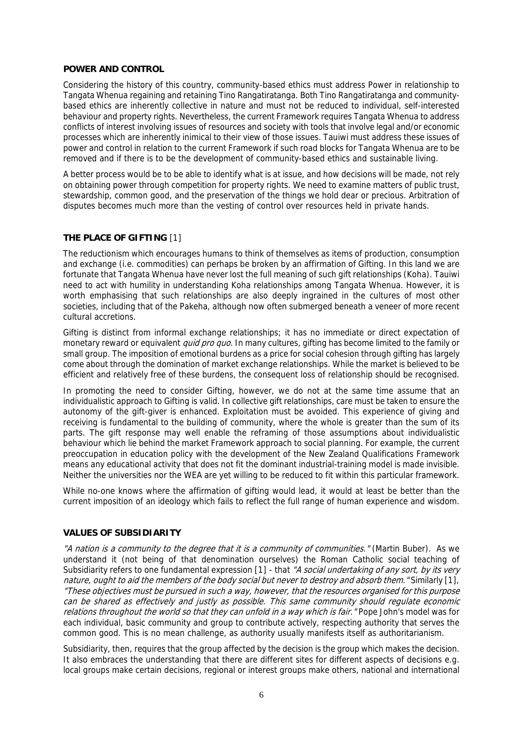**POWER AND CONTROL**

Considering the history of this country, community-based ethics must address Power in relationship to Tangata Whenua regaining and retaining Tino Rangatiratanga. Both Tino Rangatiratanga and community-based ethics are inherently collective in nature and must not be reduced to individual, self-interested behaviour and property rights. Nevertheless, the current Framework requires Tangata Whenua to address conflicts of interest involving issues of resources and society with tools that involve legal and/or economic processes which are inherently inimical to their view of those issues. Tauiwi must address these issues of power and control in relation to the current Framework if such road blocks for Tangata Whenua are to be removed and if there is to be the development of community-based ethics and sustainable living.

A better process would be to be able to identify what is at issue, and how decisions will be made, not rely on obtaining power through competition for property rights. We need to examine matters of public trust, stewardship, common good, and the preservation of the things we hold dear or precious. Arbitration of disputes becomes much more than the vesting of control over resources held in private hands.

**THE PLACE OF GIFTING** [1]

The reductionism which encourages humans to think of themselves as items of production, consumption and exchange (i.e. commodities) can perhaps be broken by an affirmation of Gifting. In this land we are fortunate that Tangata Whenua have never lost the full meaning of such gift relationships (Koha). Tauiwi need to act with humility in understanding Koha relationships among Tangata Whenua. However, it is worth emphasising that such relationships are also deeply ingrained in the cultures of most other societies, including that of the Pakeha, although now often submerged beneath a veneer of more recent cultural accretions.

Gifting is distinct from informal exchange relationships; it has no immediate or direct expectation of monetary reward or equivalent *quid pro quo*. In many cultures, gifting has become limited to the family or small group. The imposition of emotional burdens as a price for social cohesion through gifting has largely come about through the domination of market exchange relationships. While the market is believed to be efficient and relatively free of these burdens, the consequent loss of relationship should be recognised.

In promoting the need to consider Gifting, however, we do not at the same time assume that an individualistic approach to Gifting is valid. In collective gift relationships, care must be taken to ensure the autonomy of the gift-giver is enhanced. Exploitation must be avoided. This experience of giving and receiving is fundamental to the building of community, where the whole is greater than the sum of its parts. The gift response may well enable the reframing of those assumptions about individualistic behaviour which lie behind the market Framework approach to social planning. For example, the current preoccupation in education policy with the development of the New Zealand Qualifications Framework means any educational activity that does not fit the dominant industrial-training model is made invisible. Neither the universities nor the WEA are yet willing to be reduced to fit within this particular framework.

While no-one knows where the affirmation of gifting would lead, it would at least be better than the current imposition of an ideology which fails to reflect the full range of human experience and wisdom.

**VALUES OF SUBSIDIARITY**

*"A nation is a community to the degree that it is a community of communities."* (Martin Buber). As we understand it (not being of that denomination ourselves) the Roman Catholic social teaching of Subsidiarity refers to one fundamental expression [1] - that *"A social undertaking of any sort, by its very nature, ought to aid the members of the body social but never to destroy and absorb them."* Similarly [1], *"These objectives must be pursued in such a way, however, that the resources organised for this purpose can be shared as effectively and justly as possible. This same community should regulate economic relations throughout the world so that they can unfold in a way which is fair."* Pope John's model was for each individual, basic community and group to contribute actively, respecting authority that serves the common good. This is no mean challenge, as authority usually manifests itself as authoritarianism.

Subsidiarity, then, requires that the group affected by the decision is the group which makes the decision. It also embraces the understanding that there are different sites for different aspects of decisions e.g. local groups make certain decisions, regional or interest groups make others, national and international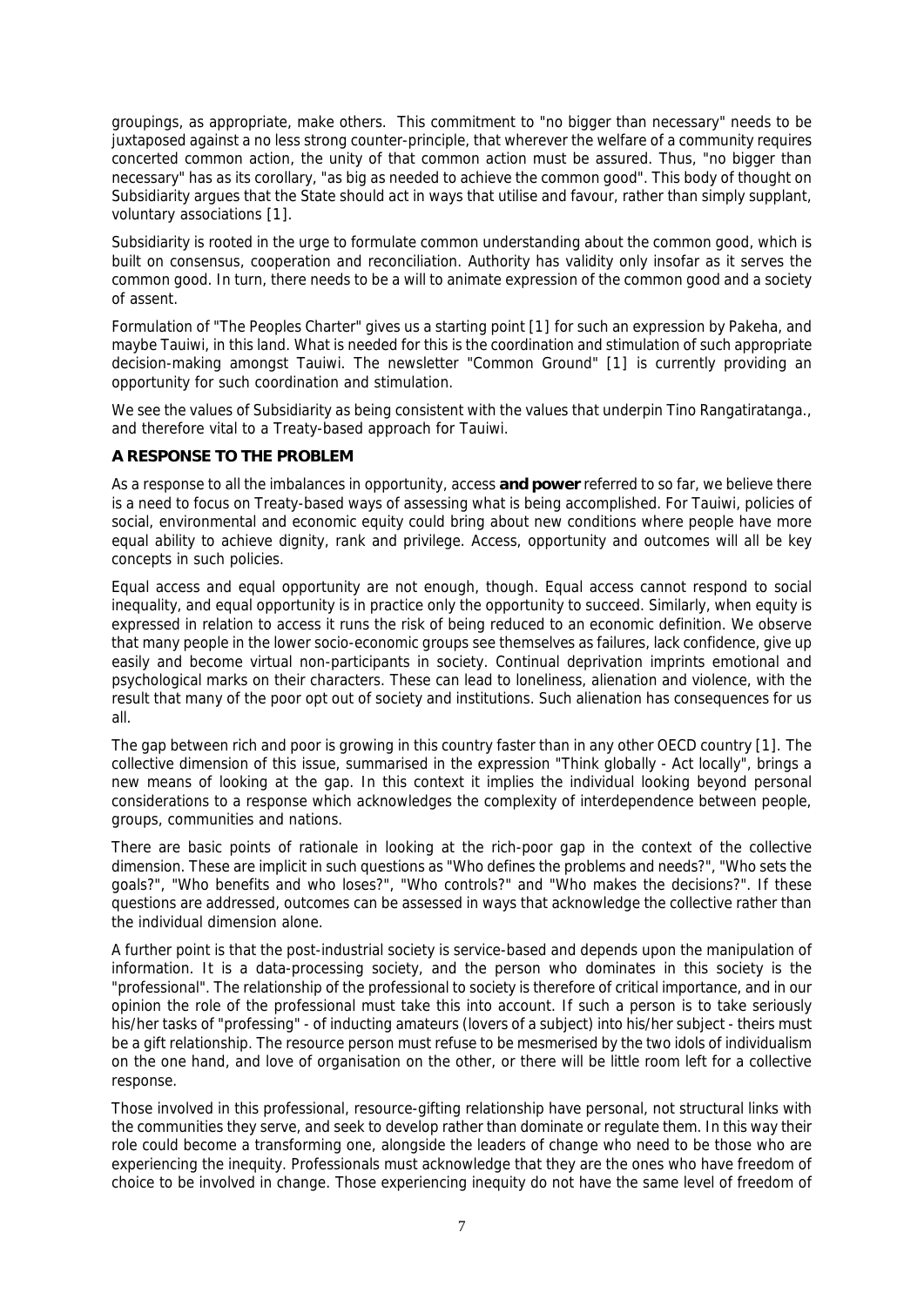groupings, as appropriate, make others. This commitment to "no bigger than necessary" needs to be juxtaposed against a no less strong counter-principle, that wherever the welfare of a community requires concerted common action, the unity of that common action must be assured. Thus, "no bigger than necessary" has as its corollary, "as big as needed to achieve the common good". This body of thought on Subsidiarity argues that the State should act in ways that utilise and favour, rather than simply supplant, voluntary associations [1].

Subsidiarity is rooted in the urge to formulate common understanding about the common good, which is built on consensus, cooperation and reconciliation. Authority has validity only insofar as it serves the common good. In turn, there needs to be a will to animate expression of the common good and a society of assent.

Formulation of "The Peoples Charter" gives us a starting point [1] for such an expression by Pakeha, and maybe Tauiwi, in this land. What is needed for this is the coordination and stimulation of such appropriate decision-making amongst Tauiwi. The newsletter "Common Ground" [1] is currently providing an opportunity for such coordination and stimulation.

We see the values of Subsidiarity as being consistent with the values that underpin Tino Rangatiratanga., and therefore vital to a Treaty-based approach for Tauiwi.

**A RESPONSE TO THE PROBLEM**

As a response to all the imbalances in opportunity, access **and power** referred to so far, we believe there is a need to focus on Treaty-based ways of assessing what is being accomplished. For Tauiwi, policies of social, environmental and economic equity could bring about new conditions where people have more equal ability to achieve dignity, rank and privilege. Access, opportunity and outcomes will all be key concepts in such policies.

Equal access and equal opportunity are not enough, though. Equal access cannot respond to social inequality, and equal opportunity is in practice only the opportunity to succeed. Similarly, when equity is expressed in relation to access it runs the risk of being reduced to an economic definition. We observe that many people in the lower socio-economic groups see themselves as failures, lack confidence, give up easily and become virtual non-participants in society. Continual deprivation imprints emotional and psychological marks on their characters. These can lead to loneliness, alienation and violence, with the result that many of the poor opt out of society and institutions. Such alienation has consequences for us all.

The gap between rich and poor is growing in this country faster than in any other OECD country [1]. The collective dimension of this issue, summarised in the expression "Think globally - Act locally", brings a new means of looking at the gap. In this context it implies the individual looking beyond personal considerations to a response which acknowledges the complexity of interdependence between people, groups, communities and nations.

There are basic points of rationale in looking at the rich-poor gap in the context of the collective dimension. These are implicit in such questions as "Who defines the problems and needs?", "Who sets the goals?", "Who benefits and who loses?", "Who controls?" and "Who makes the decisions?". If these questions are addressed, outcomes can be assessed in ways that acknowledge the collective rather than the individual dimension alone.

A further point is that the post-industrial society is service-based and depends upon the manipulation of information. It is a data-processing society, and the person who dominates in this society is the "professional". The relationship of the professional to society is therefore of critical importance, and in our opinion the role of the professional must take this into account. If such a person is to take seriously his/her tasks of "professing" - of inducting amateurs (lovers of a subject) into his/her subject - theirs must be a gift relationship. The resource person must refuse to be mesmerised by the two idols of individualism on the one hand, and love of organisation on the other, or there will be little room left for a collective response.

Those involved in this professional, resource-gifting relationship have personal, not structural links with the communities they serve, and seek to develop rather than dominate or regulate them. In this way their role could become a transforming one, alongside the leaders of change who need to be those who are experiencing the inequity. Professionals must acknowledge that they are the ones who have freedom of choice to be involved in change. Those experiencing inequity do not have the same level of freedom of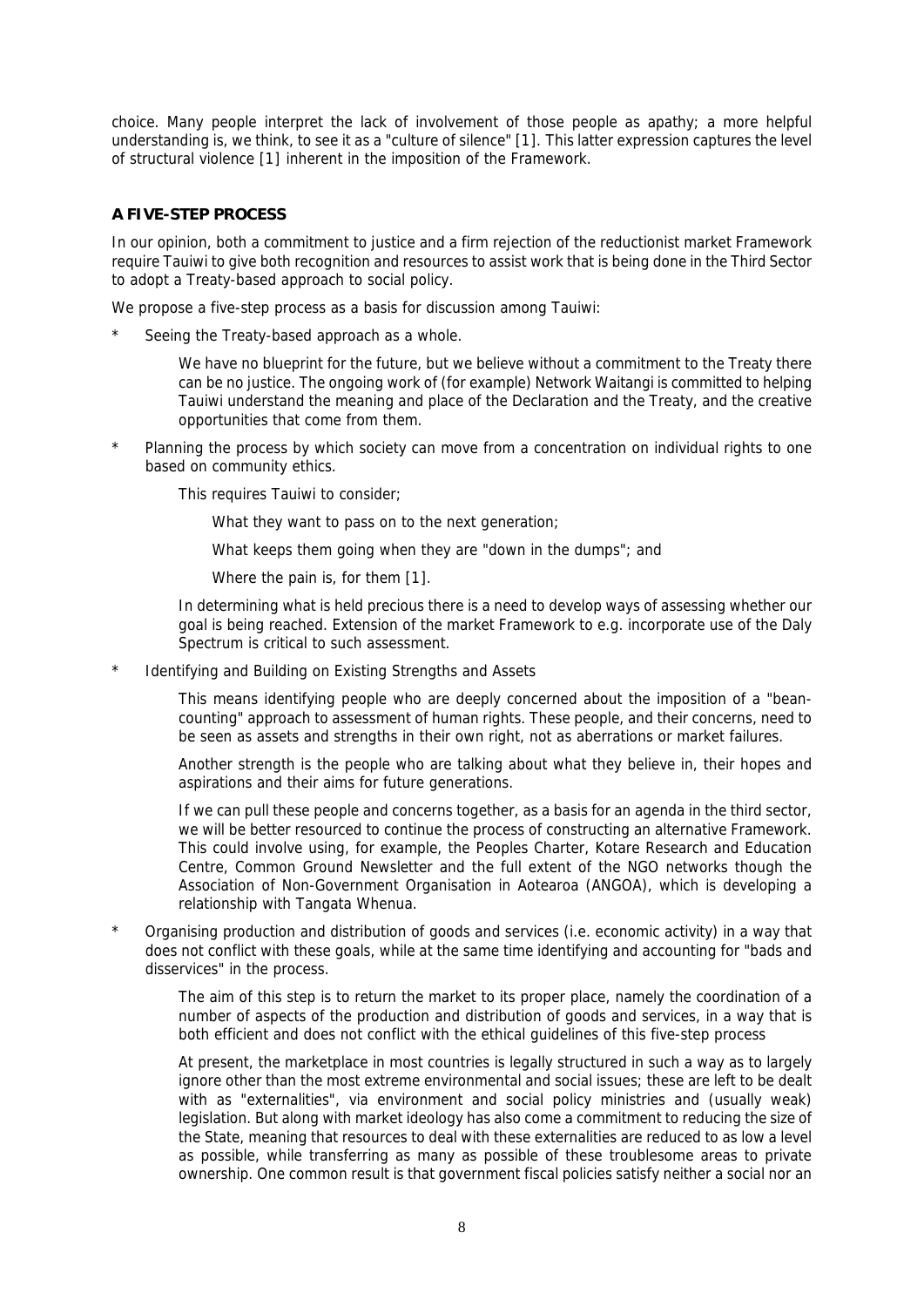choice. Many people interpret the lack of involvement of those people as apathy; a more helpful understanding is, we think, to see it as a "culture of silence" [1]. This latter expression captures the level of structural violence [1] inherent in the imposition of the Framework.

## A FIVE-STEP PROCESS

In our opinion, both a commitment to justice and a firm rejection of the reductionist market Framework require Tauiwi to give both recognition and resources to assist work that is being done in the Third Sector to adopt a Treaty-based approach to social policy.

We propose a five-step process as a basis for discussion among Tauiwi:

\* Seeing the Treaty-based approach as a whole.

  We have no blueprint for the future, but we believe without a commitment to the Treaty there can be no justice. The ongoing work of (for example) Network Waitangi is committed to helping Tauiwi understand the meaning and place of the Declaration and the Treaty, and the creative opportunities that come from them.

\* Planning the process by which society can move from a concentration on individual rights to one based on community ethics.

  This requires Tauiwi to consider;

  What they want to pass on to the next generation;

  What keeps them going when they are "down in the dumps"; and

  Where the pain is, for them [1].

  In determining what is held precious there is a need to develop ways of assessing whether our goal is being reached. Extension of the market Framework to e.g. incorporate use of the Daly Spectrum is critical to such assessment.

\* Identifying and Building on Existing Strengths and Assets

  This means identifying people who are deeply concerned about the imposition of a "bean-counting" approach to assessment of human rights. These people, and their concerns, need to be seen as assets and strengths in their own right, not as aberrations or market failures.

  Another strength is the people who are talking about what they believe in, their hopes and aspirations and their aims for future generations.

  If we can pull these people and concerns together, as a basis for an agenda in the third sector, we will be better resourced to continue the process of constructing an alternative Framework. This could involve using, for example, the Peoples Charter, Kotare Research and Education Centre, Common Ground Newsletter and the full extent of the NGO networks though the Association of Non-Government Organisation in Aotearoa (ANGOA), which is developing a relationship with Tangata Whenua.

\* Organising production and distribution of goods and services (i.e. economic activity) in a way that does not conflict with these goals, while at the same time identifying and accounting for "bads and disservices" in the process.

  The aim of this step is to return the market to its proper place, namely the coordination of a number of aspects of the production and distribution of goods and services, in a way that is both efficient and does not conflict with the ethical guidelines of this five-step process

  At present, the marketplace in most countries is legally structured in such a way as to largely ignore other than the most extreme environmental and social issues; these are left to be dealt with as "externalities", via environment and social policy ministries and (usually weak) legislation. But along with market ideology has also come a commitment to reducing the size of the State, meaning that resources to deal with these externalities are reduced to as low a level as possible, while transferring as many as possible of these troublesome areas to private ownership. One common result is that government fiscal policies satisfy neither a social nor an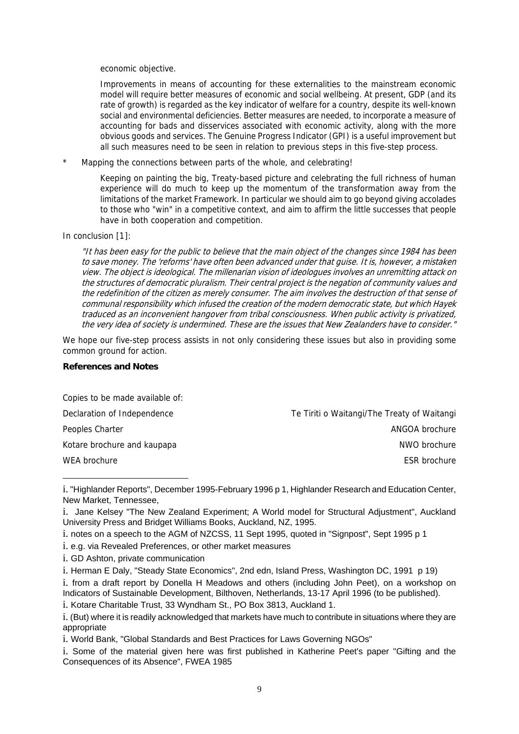economic objective.

Improvements in means of accounting for these externalities to the mainstream economic model will require better measures of economic and social wellbeing. At present, GDP (and its rate of growth) is regarded as the key indicator of welfare for a country, despite its well-known social and environmental deficiencies. Better measures are needed, to incorporate a measure of accounting for bads and disservices associated with economic activity, along with the more obvious goods and services. The Genuine Progress Indicator (GPI) is a useful improvement but all such measures need to be seen in relation to previous steps in this five-step process.

* Mapping the connections between parts of the whole, and celebrating!

  Keeping on painting the big, Treaty-based picture and celebrating the full richness of human experience will do much to keep up the momentum of the transformation away from the limitations of the market Framework. In particular we should aim to go beyond giving accolades to those who "win" in a competitive context, and aim to affirm the little successes that people have in both cooperation and competition.

In conclusion [1]:

> *"It has been easy for the public to believe that the main object of the changes since 1984 has been to save money. The 'reforms' have often been advanced under that guise. It is, however, a mistaken view. The object is ideological. The millenarian vision of ideologues involves an unremitting attack on the structures of democratic pluralism. Their central project is the negation of community values and the redefinition of the citizen as merely consumer. The aim involves the destruction of that sense of communal responsibility which infused the creation of the modern democratic state, but which Hayek traduced as an inconvenient hangover from tribal consciousness. When public activity is privatized, the very idea of society is undermined. These are the issues that New Zealanders have to consider."*

We hope our five-step process assists in not only considering these issues but also in providing some common ground for action.

**References and Notes**

Copies to be made available of:

| | |
|---|---|
| Declaration of Independence | Te Tiriti o Waitangi/The Treaty of Waitangi |
| Peoples Charter | ANGOA brochure |
| Kotare brochure and kaupapa | NWO brochure |
| WEA brochure | ESR brochure |

---

i. "Highlander Reports", December 1995-February 1996 p 1, Highlander Research and Education Center, New Market, Tennessee,

i. Jane Kelsey "The New Zealand Experiment; A World model for Structural Adjustment", Auckland University Press and Bridget Williams Books, Auckland, NZ, 1995.

i. notes on a speech to the AGM of NZCSS, 11 Sept 1995, quoted in "Signpost", Sept 1995 p 1

i. e.g. via Revealed Preferences, or other market measures

i. GD Ashton, private communication

i. Herman E Daly, "Steady State Economics", 2nd edn, Island Press, Washington DC, 1991 p 19)

i. from a draft report by Donella H Meadows and others (including John Peet), on a workshop on Indicators of Sustainable Development, Bilthoven, Netherlands, 13-17 April 1996 (to be published).

i. Kotare Charitable Trust, 33 Wyndham St., PO Box 3813, Auckland 1.

i. (But) where it is readily acknowledged that markets have much to contribute in situations where they are appropriate

i. World Bank, "Global Standards and Best Practices for Laws Governing NGOs"

i. Some of the material given here was first published in Katherine Peet's paper "Gifting and the Consequences of its Absence", FWEA 1985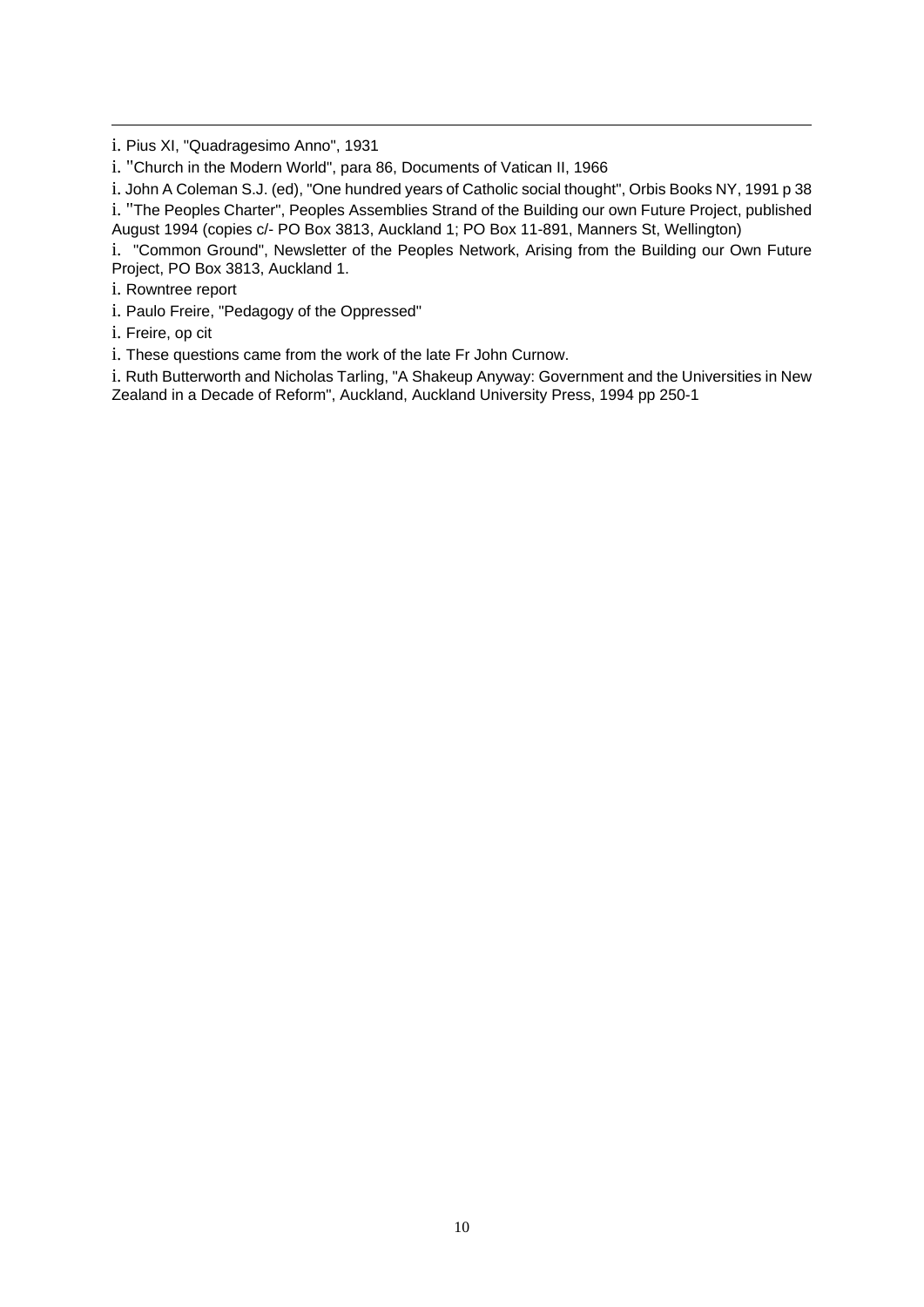i. Pius XI, "Quadragesimo Anno", 1931

i. "Church in the Modern World", para 86, Documents of Vatican II, 1966

i. John A Coleman S.J. (ed), "One hundred years of Catholic social thought", Orbis Books NY, 1991 p 38

i. "The Peoples Charter", Peoples Assemblies Strand of the Building our own Future Project, published August 1994 (copies c/- PO Box 3813, Auckland 1; PO Box 11-891, Manners St, Wellington)

i. "Common Ground", Newsletter of the Peoples Network, Arising from the Building our Own Future Project, PO Box 3813, Auckland 1.

i. Rowntree report

i. Paulo Freire, "Pedagogy of the Oppressed"

i. Freire, op cit

i. These questions came from the work of the late Fr John Curnow.

i. Ruth Butterworth and Nicholas Tarling, "A Shakeup Anyway: Government and the Universities in New Zealand in a Decade of Reform", Auckland, Auckland University Press, 1994 pp 250-1